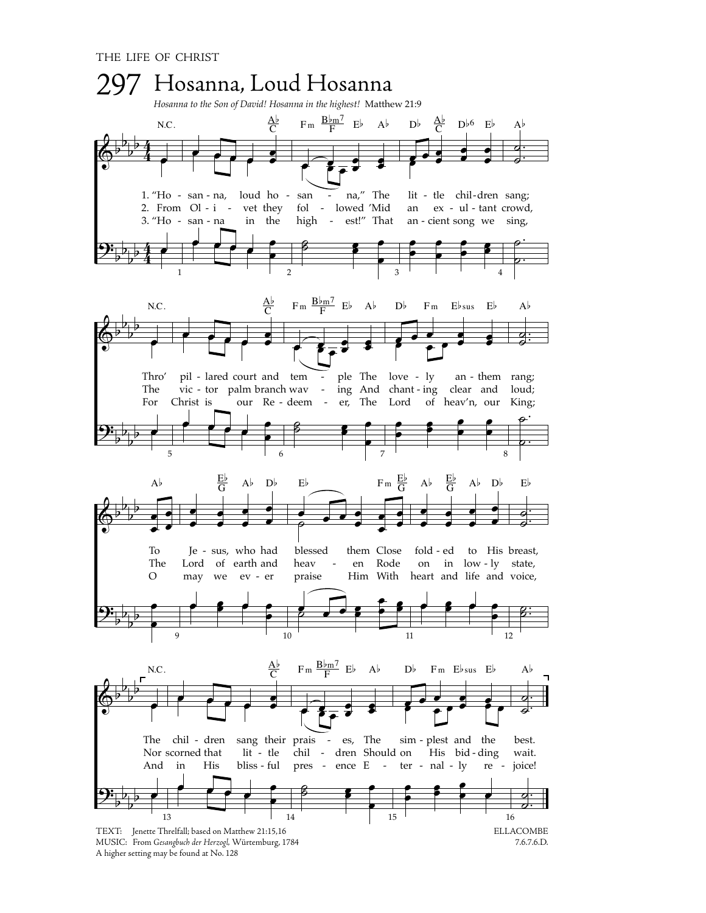# 297 Hosanna, Loud Hosanna

*Hosanna to the Son of David! Hosanna in the highest!* Matthew 21:9

1. "Hosanna, loud hosanna," The little children sang;
Thro' pillared court and temple The lovely anthem rang;
To Jesus, who had blessed them Close folded to His breast,
The children sang their praises, The simplest and the best.

2. From Olivet they followed 'Mid an exultant crowd,
The victor palm branch waving And chanting clear and loud;
The Lord of earth and heaven Rode on in lowly state,
Nor scorned that little children Should on His bidding wait.

3. "Hosanna in the highest!" That ancient song we sing,
For Christ is our Redeemer, The Lord of heav'n, our King;
O may we ever praise Him With heart and life and voice,
And in His blissful presence Eternally rejoice!

TEXT: Jenette Threlfall; based on Matthew 21:15,16
MUSIC: From *Gesangbuch der Herzogl*, Würtemburg, 1784
A higher setting may be found at No. 128

ELLACOMBE
7.6.7.6.D.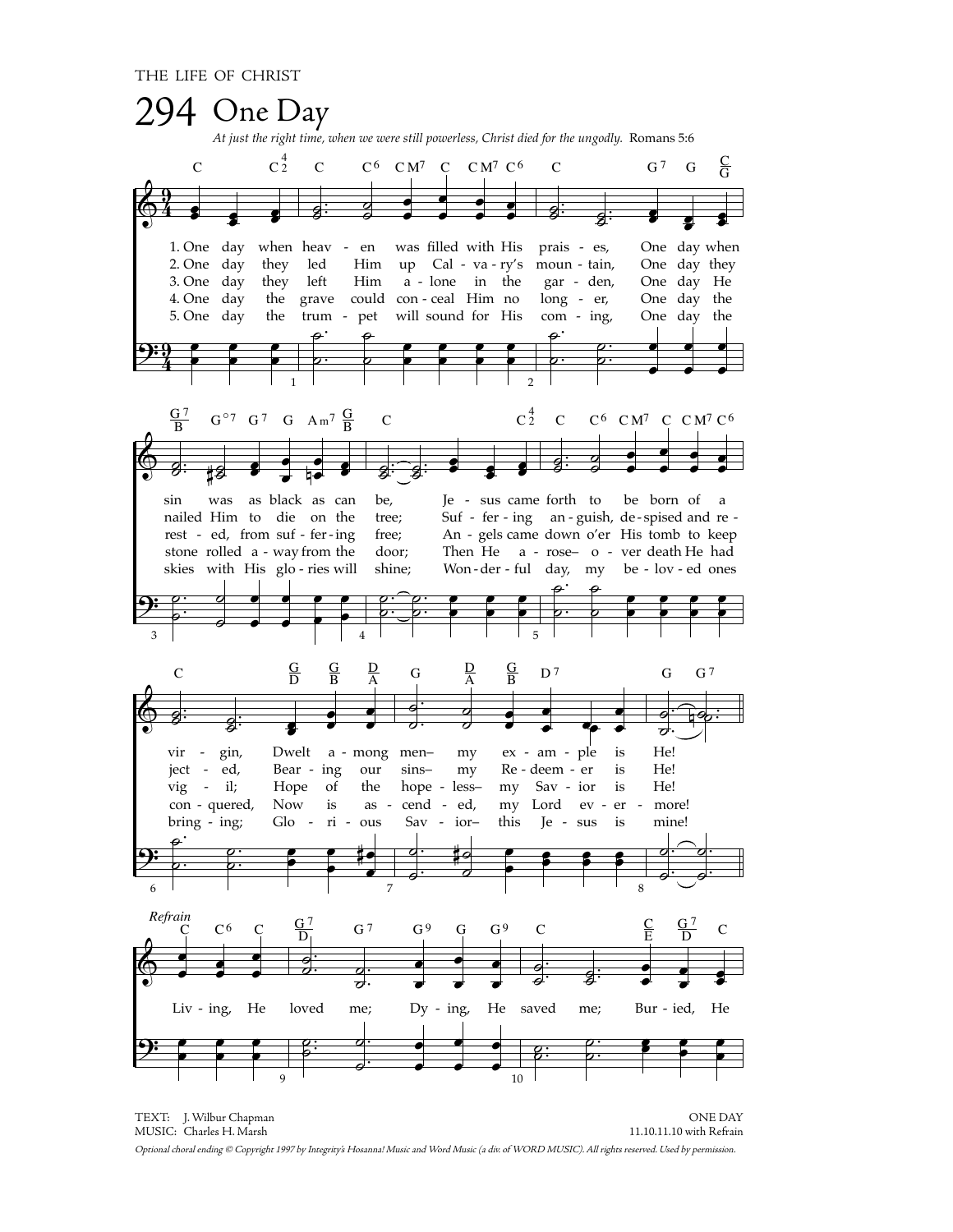THE LIFE OF CHRIST

# 294 One Day

*At just the right time, when we were still powerless, Christ died for the ungodly.* Romans 5:6

1. One day when heaven was filled with His praises, One day when sin was as black as can be, Jesus came forth to be born of a virgin, Dwelt among men— my example is He!

2. One day they led Him up Calvary's mountain, One day they nailed Him to die on the tree; Suffering anguish, despised and rejected, Bearing our sins— my Redeemer is He!

3. One day they left Him alone in the garden, One day He rested, from suffering free; Angels came down o'er His tomb to keep vigil; Hope of the hopeless— my Savior is He!

4. One day the grave could conceal Him no longer, One day the stone rolled away from the door; Then He arose— over death He had conquered, Now is ascended, my Lord evermore!

5. One day the trumpet will sound for His coming, One day the skies with His glories will shine; Wonderful day, my beloved ones bringing; Glorious Savior— this Jesus is mine!

*Refrain*

Living, He loved me; Dying, He saved me; Buried, He

TEXT: J. Wilbur Chapman
MUSIC: Charles H. Marsh

ONE DAY
11.10.11.10 with Refrain

*Optional choral ending © Copyright 1997 by Integrity's Hosanna! Music and Word Music (a div. of WORD MUSIC). All rights reserved. Used by permission.*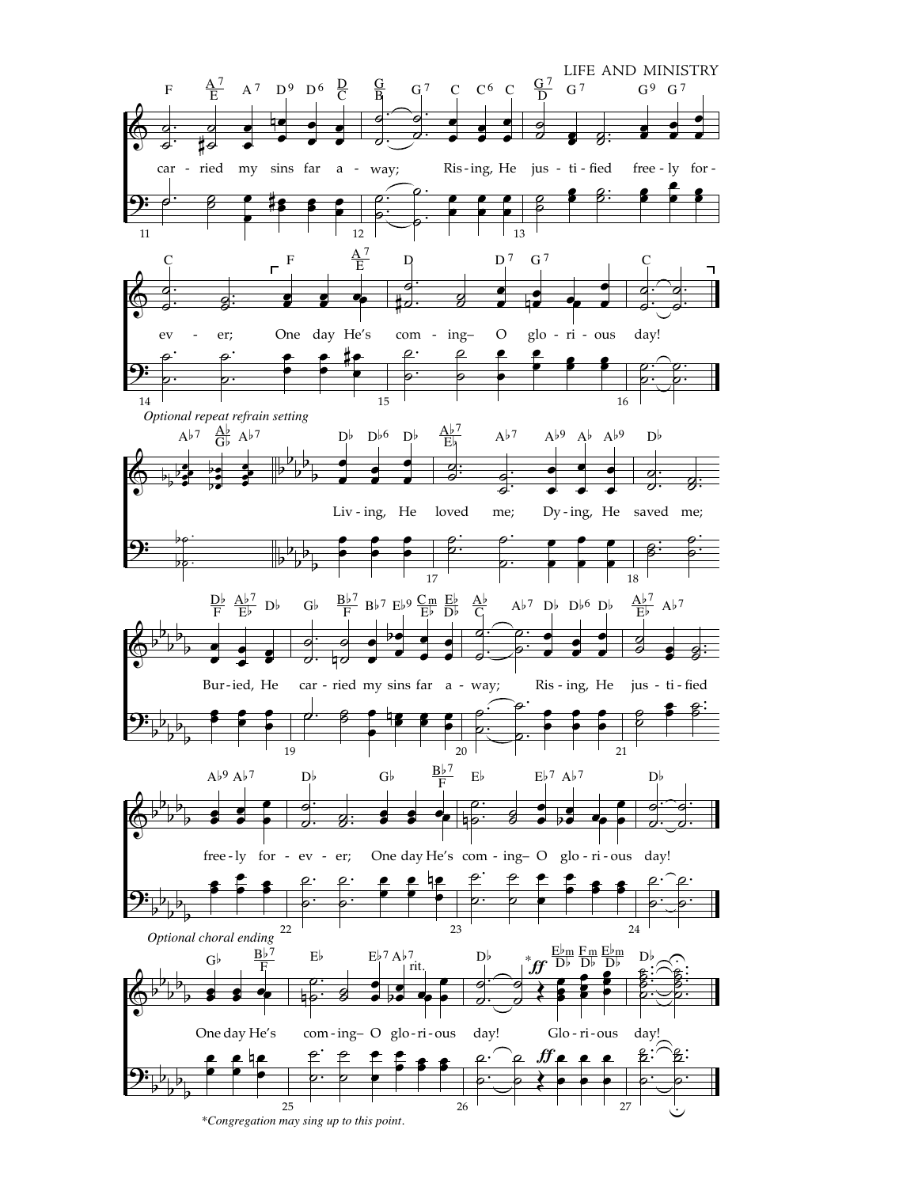Optional repeat refrain setting

car - ried my sins far a - way; Ris - ing, He jus - ti - fied free - ly for - ev - er; One day He's com - ing– O glo - ri - ous day!

Liv - ing, He loved me; Dy - ing, He saved me; Bur - ied, He car - ried my sins far a - way; Ris - ing, He jus - ti - fied free - ly for - ev - er; One day He's com - ing– O glo - ri - ous day!

Optional choral ending

One day He's com - ing– O glo - ri - ous day! Glo - ri - ous day!

*Congregation may sing up to this point.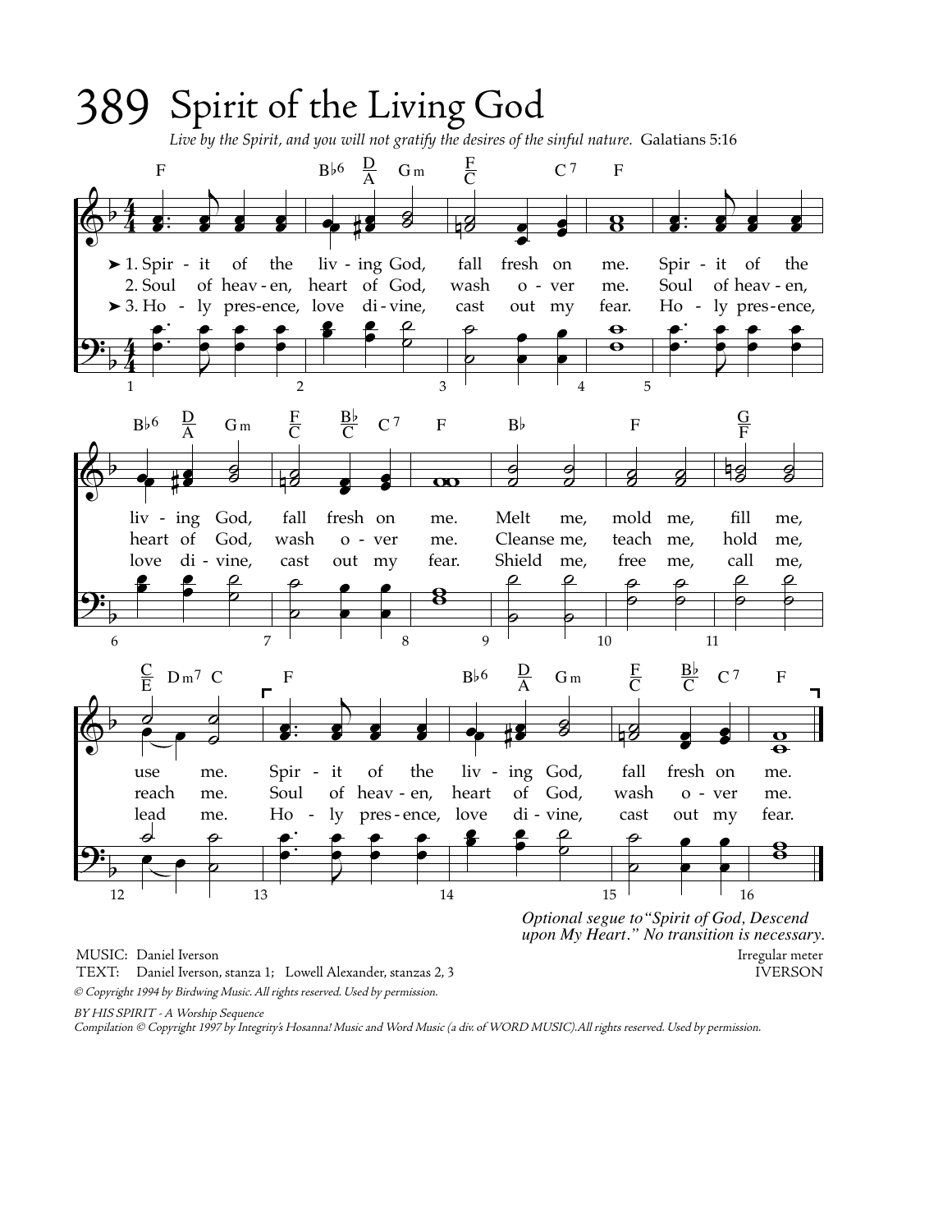# 389 Spirit of the Living God

*Live by the Spirit, and you will not gratify the desires of the sinful nature.* Galatians 5:16

1. Spirit of the living God, fall fresh on me. Spirit of the living God, fall fresh on me. Melt me, mold me, fill me, use me. Spirit of the living God, fall fresh on me.

2. Soul of heaven, heart of God, wash over me. Soul of heaven, heart of God, wash over me. Cleanse me, teach me, hold me, reach me. Soul of heaven, heart of God, wash over me.

3. Holy presence, love divine, cast out my fear. Holy presence, love divine, cast out my fear. Shield me, free me, call me, lead me. Holy presence, love divine, cast out my fear.

*Optional segue to "Spirit of God, Descend upon My Heart." No transition is necessary.*

MUSIC: Daniel Iverson
TEXT: Daniel Iverson, stanza 1; Lowell Alexander, stanzas 2, 3

Irregular meter
IVERSON

*© Copyright 1994 by Birdwing Music. All rights reserved. Used by permission.*

*BY HIS SPIRIT - A Worship Sequence*
*Compilation © Copyright 1997 by Integrity's Hosanna! Music and Word Music (a div. of WORD MUSIC).All rights reserved. Used by permission.*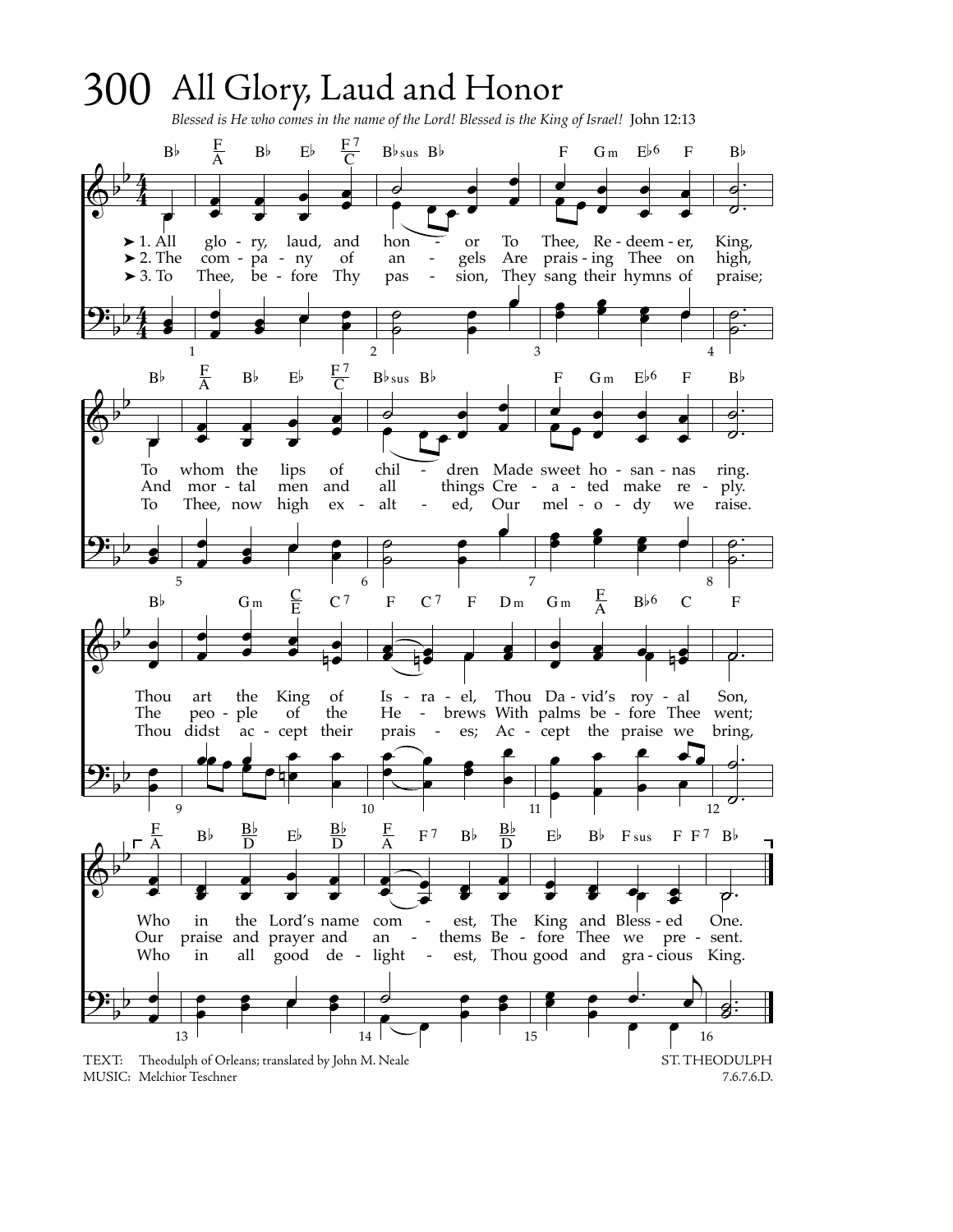# 300 All Glory, Laud and Honor

*Blessed is He who comes in the name of the Lord! Blessed is the King of Israel!* John 12:13

1. All glory, laud, and honor To Thee, Redeemer, King,
To whom the lips of children Made sweet hosannas ring.
Thou art the King of Israel, Thou David's royal Son,
Who in the Lord's name comest, The King and Blessed One.

2. The company of angels Are praising Thee on high,
And mortal men and all things Created make reply.
The people of the Hebrews With palms before Thee went;
Our praise and prayer and anthems Before Thee we present.

3. To Thee, before Thy passion, They sang their hymns of praise;
To Thee, now high exalted, Our melody we raise.
Thou didst accept their praises; Accept the praise we bring,
Who in all good delightest, Thou good and gracious King.

TEXT: Theodulph of Orleans; translated by John M. Neale
MUSIC: Melchior Teschner

ST. THEODULPH
7.6.7.6.D.